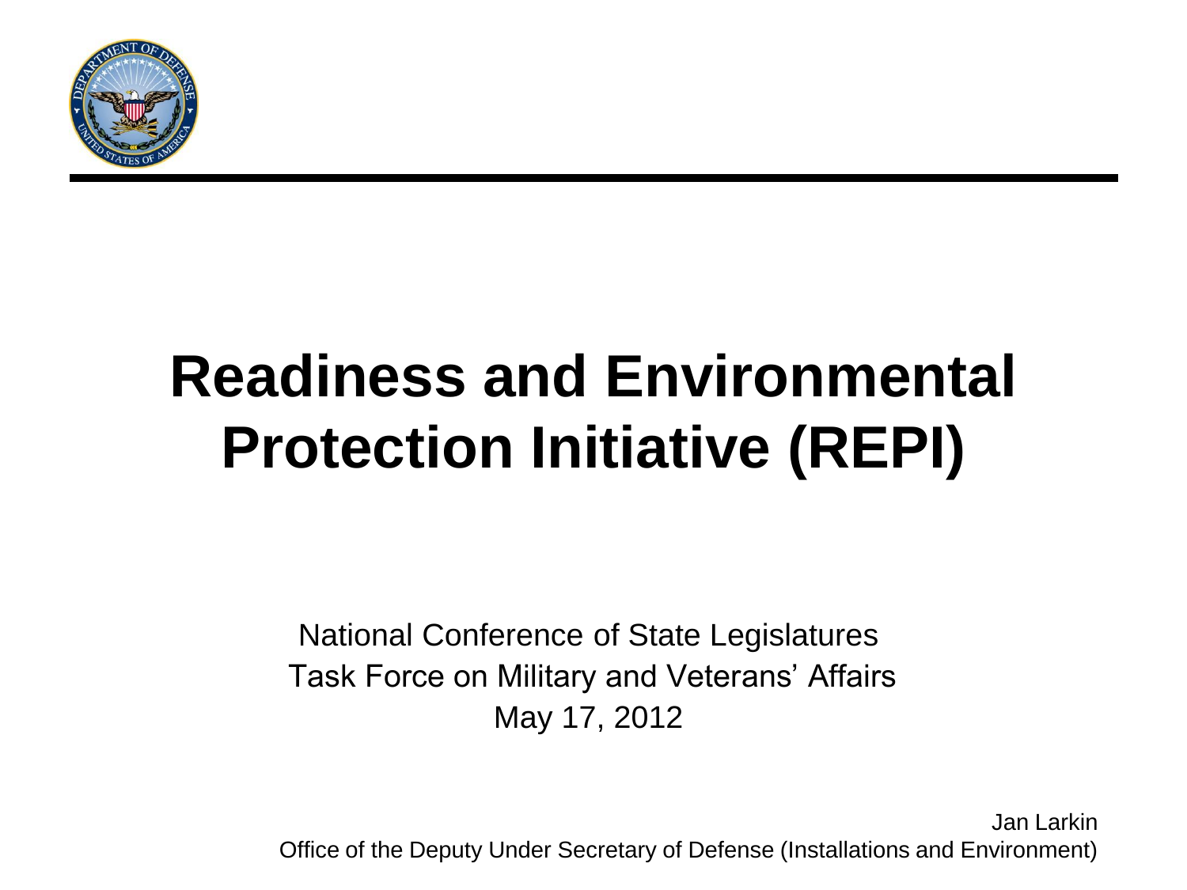# Readiness and Environmental Protection Initiative (REPI)

National Conference of State Legislatures
Task Force on Military and Veterans' Affairs
May 17, 2012

Jan Larkin
Office of the Deputy Under Secretary of Defense (Installations and Environment)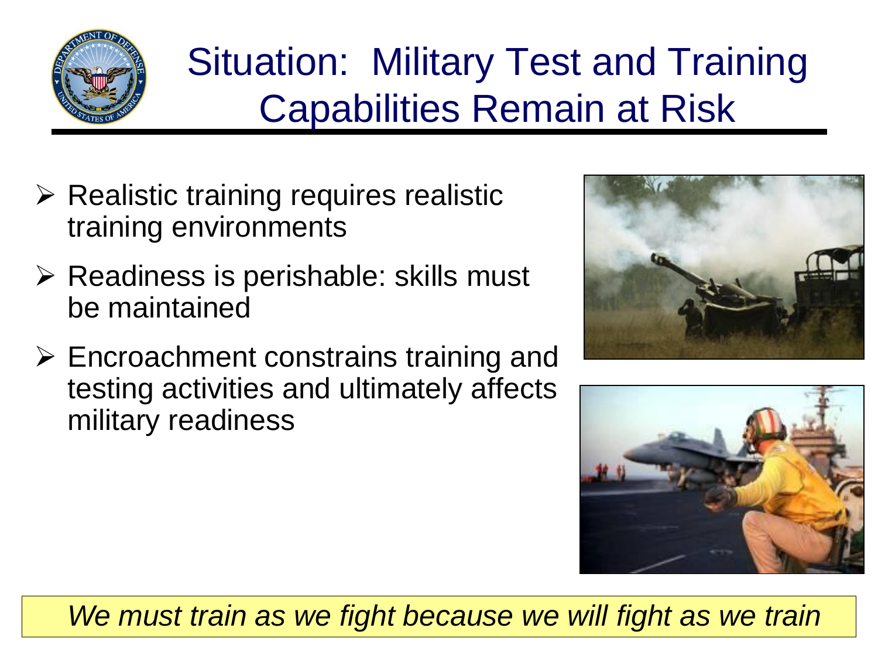# Situation: Military Test and Training Capabilities Remain at Risk

- Realistic training requires realistic training environments
- Readiness is perishable: skills must be maintained
- Encroachment constrains training and testing activities and ultimately affects military readiness

*We must train as we fight because we will fight as we train*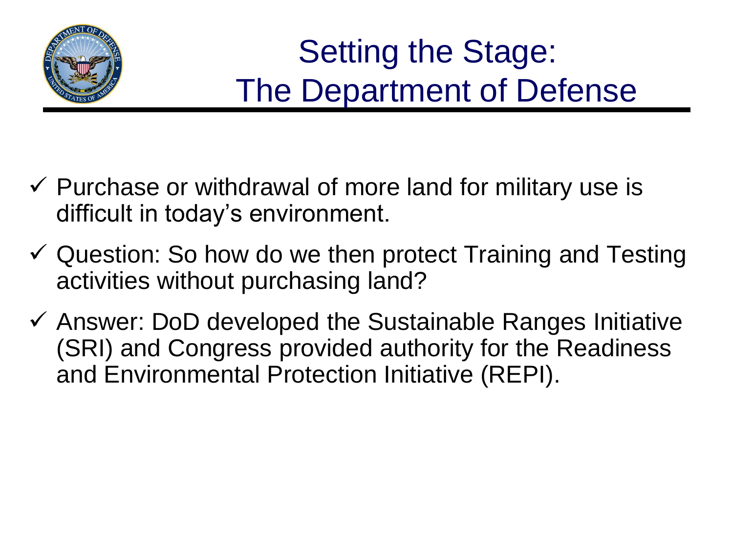# Setting the Stage: The Department of Defense

- ✓ Purchase or withdrawal of more land for military use is difficult in today's environment.
- ✓ Question: So how do we then protect Training and Testing activities without purchasing land?
- ✓ Answer: DoD developed the Sustainable Ranges Initiative (SRI) and Congress provided authority for the Readiness and Environmental Protection Initiative (REPI).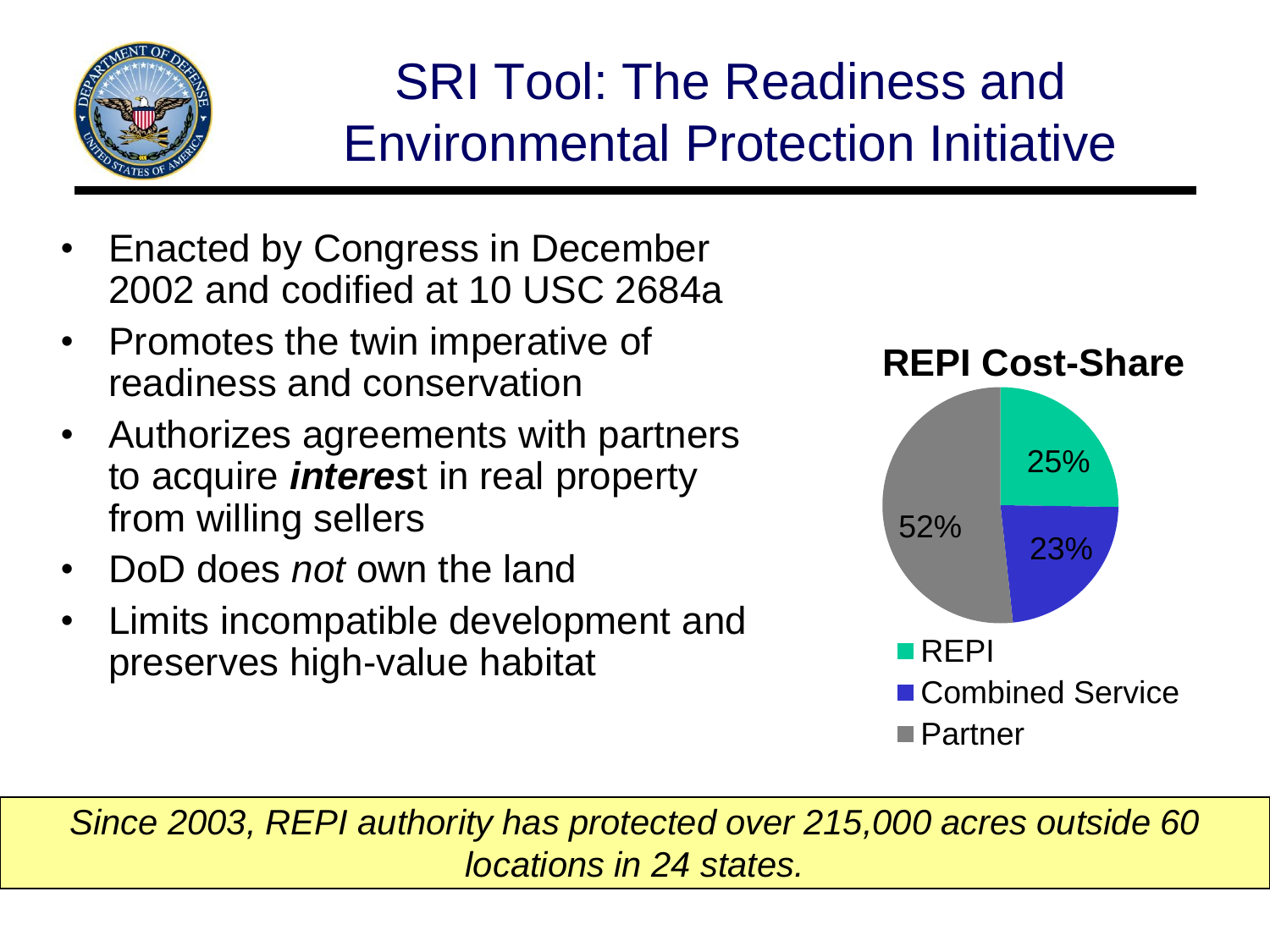# SRI Tool: The Readiness and Environmental Protection Initiative

- Enacted by Congress in December 2002 and codified at 10 USC 2684a
- Promotes the twin imperative of readiness and conservation
- Authorizes agreements with partners to acquire ***interes***t in real property from willing sellers
- DoD does *not* own the land
- Limits incompatible development and preserves high-value habitat

**REPI Cost-Share**

| Source | Share |
| --- | --- |
| REPI | 25% |
| Combined Service | 23% |
| Partner | 52% |

*Since 2003, REPI authority has protected over 215,000 acres outside 60 locations in 24 states.*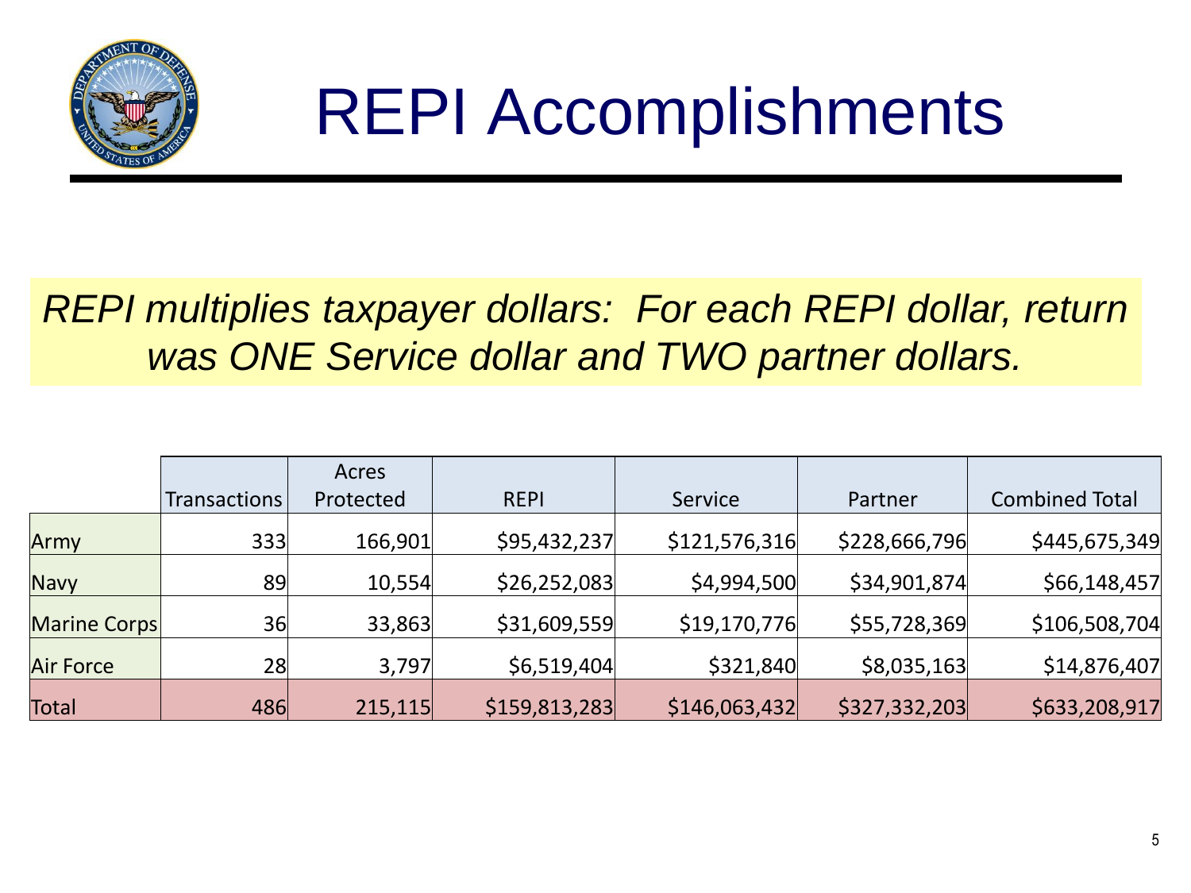# REPI Accomplishments

*REPI multiplies taxpayer dollars: For each REPI dollar, return was ONE Service dollar and TWO partner dollars.*

| | Transactions | Acres Protected | REPI | Service | Partner | Combined Total |
|---|---|---|---|---|---|---|
| Army | 333 | 166,901 | $95,432,237 | $121,576,316 | $228,666,796 | $445,675,349 |
| Navy | 89 | 10,554 | $26,252,083 | $4,994,500 | $34,901,874 | $66,148,457 |
| Marine Corps | 36 | 33,863 | $31,609,559 | $19,170,776 | $55,728,369 | $106,508,704 |
| Air Force | 28 | 3,797 | $6,519,404 | $321,840 | $8,035,163 | $14,876,407 |
| Total | 486 | 215,115 | $159,813,283 | $146,063,432 | $327,332,203 | $633,208,917 |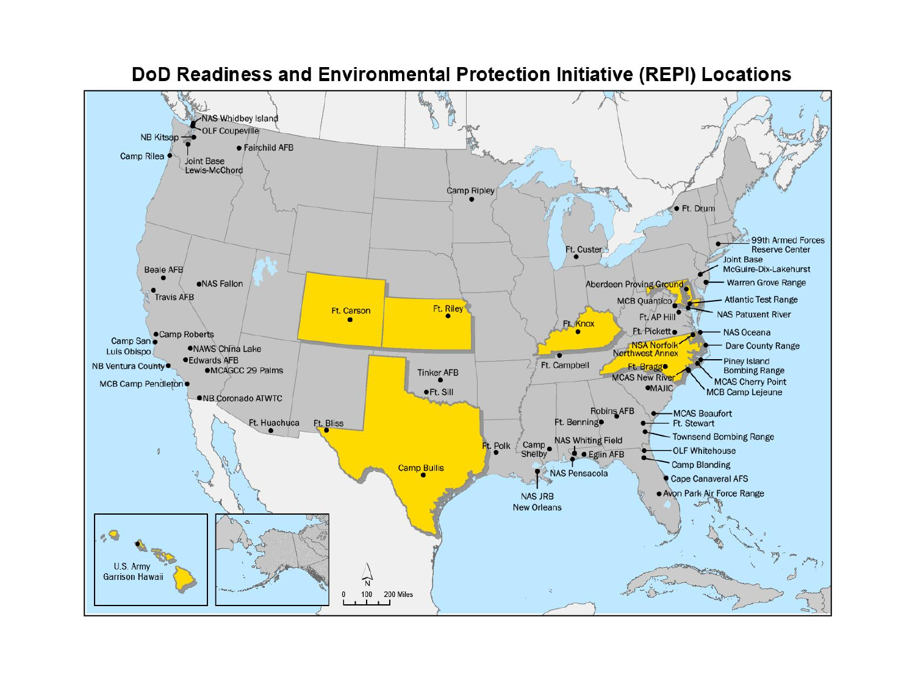# DoD Readiness and Environmental Protection Initiative (REPI) Locations

NAS Whidbey Island
OLF Coupeville
NB Kitsap
Camp Rilea
Joint Base Lewis-McChord
Fairchild AFB
Camp Ripley
Ft. Drum
99th Armed Forces Reserve Center
Joint Base McGuire-Dix-Lakehurst
Warren Grove Range
Ft. Custer
Aberdeen Proving Ground
MCB Quantico
Atlantic Test Range
NAS Patuxent River
Ft. AP Hill
Ft. Pickett
NAS Oceana
NSA Norfolk Northwest Annex
Dare County Range
Piney Island Bombing Range
MCAS Cherry Point
MCB Camp Lejeune
Ft. Bragg
MCAS New River
MAJIC
Beale AFB
NAS Fallon
Travis AFB
Ft. Carson
Ft. Riley
Ft. Knox
Ft. Campbell
Camp Roberts
Camp San Luis Obispo
NAWS China Lake
Edwards AFB
NB Ventura County
MCAGCC 29 Palms
MCB Camp Pendleton
NB Coronado ATWTC
Tinker AFB
Ft. Sill
Ft. Huachuca
Ft. Bliss
Camp Bullis
Ft. Polk
Camp Shelby
NAS Whiting Field
Eglin AFB
NAS Pensacola
NAS JRB New Orleans
Robins AFB
Ft. Benning
MCAS Beaufort
Ft. Stewart
Townsend Bombing Range
OLF Whitehouse
Camp Blanding
Cape Canaveral AFS
Avon Park Air Force Range
U.S. Army Garrison Hawaii

N
0 100 200 Miles